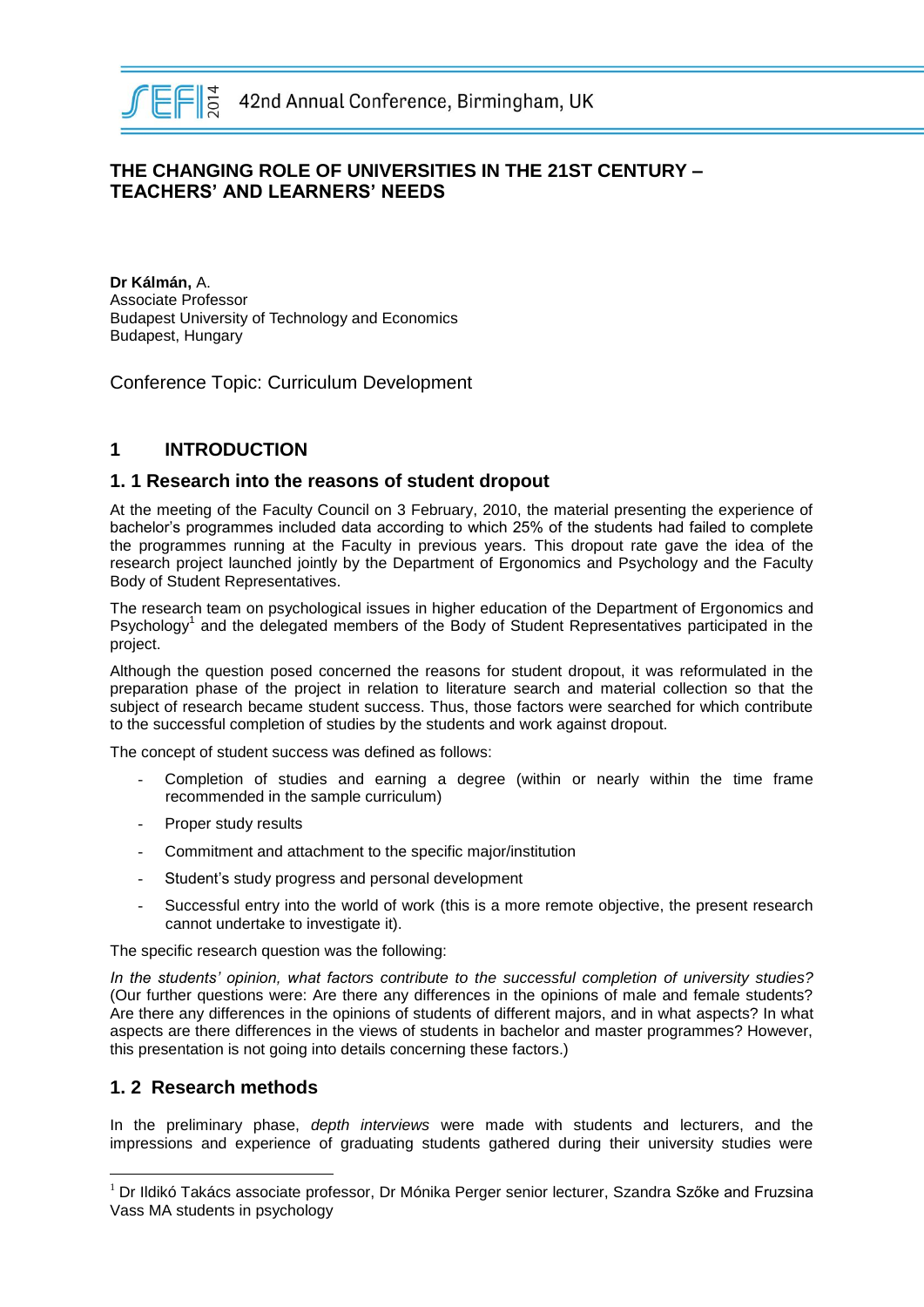# THE CHANGING ROLE OF UNIVERSITIES IN THE 21ST CENTURY – TEACHERS' AND LEARNERS' NEEDS

**Dr Kálmán,** A.
Associate Professor
Budapest University of Technology and Economics
Budapest, Hungary

Conference Topic: Curriculum Development

## 1 INTRODUCTION

### 1. 1 Research into the reasons of student dropout

At the meeting of the Faculty Council on 3 February, 2010, the material presenting the experience of bachelor's programmes included data according to which 25% of the students had failed to complete the programmes running at the Faculty in previous years. This dropout rate gave the idea of the research project launched jointly by the Department of Ergonomics and Psychology and the Faculty Body of Student Representatives.

The research team on psychological issues in higher education of the Department of Ergonomics and Psychology[1] and the delegated members of the Body of Student Representatives participated in the project.

Although the question posed concerned the reasons for student dropout, it was reformulated in the preparation phase of the project in relation to literature search and material collection so that the subject of research became student success. Thus, those factors were searched for which contribute to the successful completion of studies by the students and work against dropout.

The concept of student success was defined as follows:

- Completion of studies and earning a degree (within or nearly within the time frame recommended in the sample curriculum)
- Proper study results
- Commitment and attachment to the specific major/institution
- Student's study progress and personal development
- Successful entry into the world of work (this is a more remote objective, the present research cannot undertake to investigate it).

The specific research question was the following:

*In the students' opinion, what factors contribute to the successful completion of university studies?* (Our further questions were: Are there any differences in the opinions of male and female students? Are there any differences in the opinions of students of different majors, and in what aspects? In what aspects are there differences in the views of students in bachelor and master programmes? However, this presentation is not going into details concerning these factors.)

### 1. 2 Research methods

In the preliminary phase, *depth interviews* were made with students and lecturers, and the impressions and experience of graduating students gathered during their university studies were

[1] Dr Ildikó Takács associate professor, Dr Mónika Perger senior lecturer, Szandra Szőke and Fruzsina Vass MA students in psychology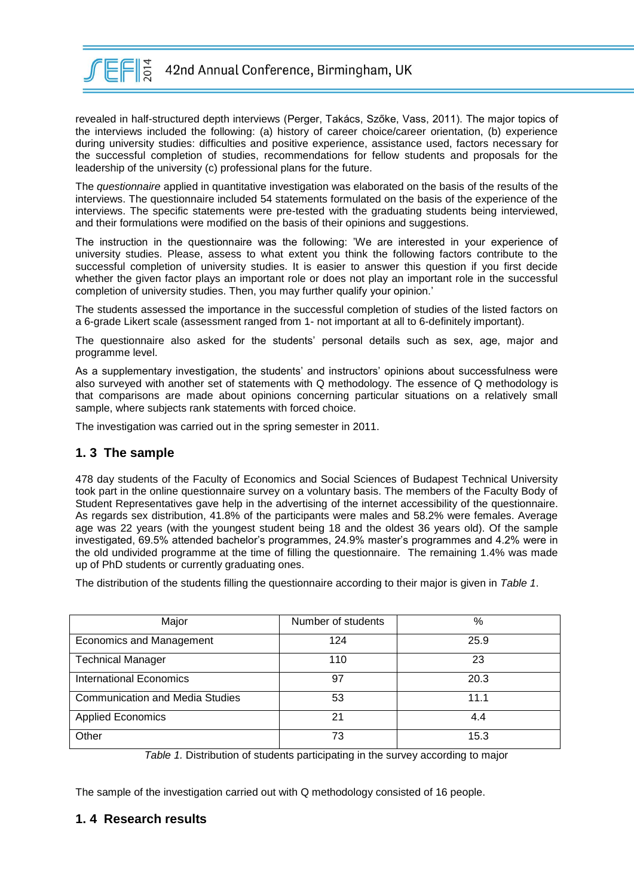revealed in half-structured depth interviews (Perger, Takács, Szőke, Vass, 2011). The major topics of the interviews included the following: (a) history of career choice/career orientation, (b) experience during university studies: difficulties and positive experience, assistance used, factors necessary for the successful completion of studies, recommendations for fellow students and proposals for the leadership of the university (c) professional plans for the future.

The *questionnaire* applied in quantitative investigation was elaborated on the basis of the results of the interviews. The questionnaire included 54 statements formulated on the basis of the experience of the interviews. The specific statements were pre-tested with the graduating students being interviewed, and their formulations were modified on the basis of their opinions and suggestions.

The instruction in the questionnaire was the following: 'We are interested in your experience of university studies. Please, assess to what extent you think the following factors contribute to the successful completion of university studies. It is easier to answer this question if you first decide whether the given factor plays an important role or does not play an important role in the successful completion of university studies. Then, you may further qualify your opinion.'

The students assessed the importance in the successful completion of studies of the listed factors on a 6-grade Likert scale (assessment ranged from 1- not important at all to 6-definitely important).

The questionnaire also asked for the students' personal details such as sex, age, major and programme level.

As a supplementary investigation, the students' and instructors' opinions about successfulness were also surveyed with another set of statements with Q methodology. The essence of Q methodology is that comparisons are made about opinions concerning particular situations on a relatively small sample, where subjects rank statements with forced choice.

The investigation was carried out in the spring semester in 2011.

## 1. 3 The sample

478 day students of the Faculty of Economics and Social Sciences of Budapest Technical University took part in the online questionnaire survey on a voluntary basis. The members of the Faculty Body of Student Representatives gave help in the advertising of the internet accessibility of the questionnaire. As regards sex distribution, 41.8% of the participants were males and 58.2% were females. Average age was 22 years (with the youngest student being 18 and the oldest 36 years old). Of the sample investigated, 69.5% attended bachelor's programmes, 24.9% master's programmes and 4.2% were in the old undivided programme at the time of filling the questionnaire. The remaining 1.4% was made up of PhD students or currently graduating ones.

The distribution of the students filling the questionnaire according to their major is given in *Table 1*.

| Major | Number of students | % |
|---|---|---|
| Economics and Management | 124 | 25.9 |
| Technical Manager | 110 | 23 |
| International Economics | 97 | 20.3 |
| Communication and Media Studies | 53 | 11.1 |
| Applied Economics | 21 | 4.4 |
| Other | 73 | 15.3 |

*Table 1.* Distribution of students participating in the survey according to major

The sample of the investigation carried out with Q methodology consisted of 16 people.

## 1. 4 Research results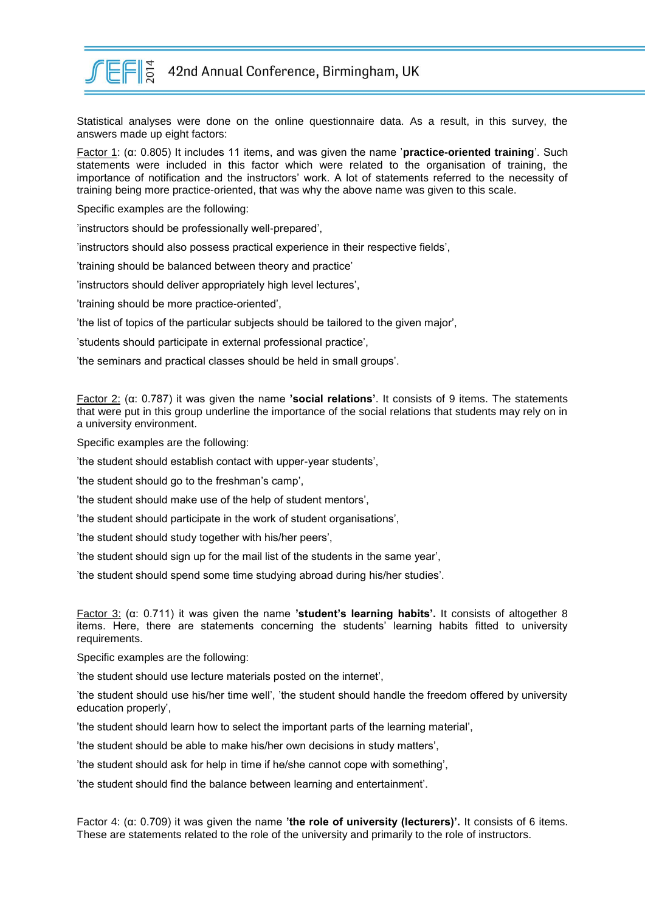Statistical analyses were done on the online questionnaire data. As a result, in this survey, the answers made up eight factors:

Factor 1: (α: 0.805) It includes 11 items, and was given the name '**practice-oriented training**'. Such statements were included in this factor which were related to the organisation of training, the importance of notification and the instructors' work. A lot of statements referred to the necessity of training being more practice-oriented, that was why the above name was given to this scale.

Specific examples are the following:

'instructors should be professionally well-prepared',

'instructors should also possess practical experience in their respective fields',

'training should be balanced between theory and practice'

'instructors should deliver appropriately high level lectures',

'training should be more practice-oriented',

'the list of topics of the particular subjects should be tailored to the given major',

'students should participate in external professional practice',

'the seminars and practical classes should be held in small groups'.

Factor 2: (α: 0.787) it was given the name **'social relations'**. It consists of 9 items. The statements that were put in this group underline the importance of the social relations that students may rely on in a university environment.

Specific examples are the following:

'the student should establish contact with upper-year students',

'the student should go to the freshman's camp',

'the student should make use of the help of student mentors',

'the student should participate in the work of student organisations',

'the student should study together with his/her peers',

'the student should sign up for the mail list of the students in the same year',

'the student should spend some time studying abroad during his/her studies'.

Factor 3: (α: 0.711) it was given the name **'student's learning habits'.** It consists of altogether 8 items. Here, there are statements concerning the students' learning habits fitted to university requirements.

Specific examples are the following:

'the student should use lecture materials posted on the internet',

'the student should use his/her time well', 'the student should handle the freedom offered by university education properly',

'the student should learn how to select the important parts of the learning material',

'the student should be able to make his/her own decisions in study matters',

'the student should ask for help in time if he/she cannot cope with something',

'the student should find the balance between learning and entertainment'.

Factor 4: (α: 0.709) it was given the name **'the role of university (lecturers)'.** It consists of 6 items. These are statements related to the role of the university and primarily to the role of instructors.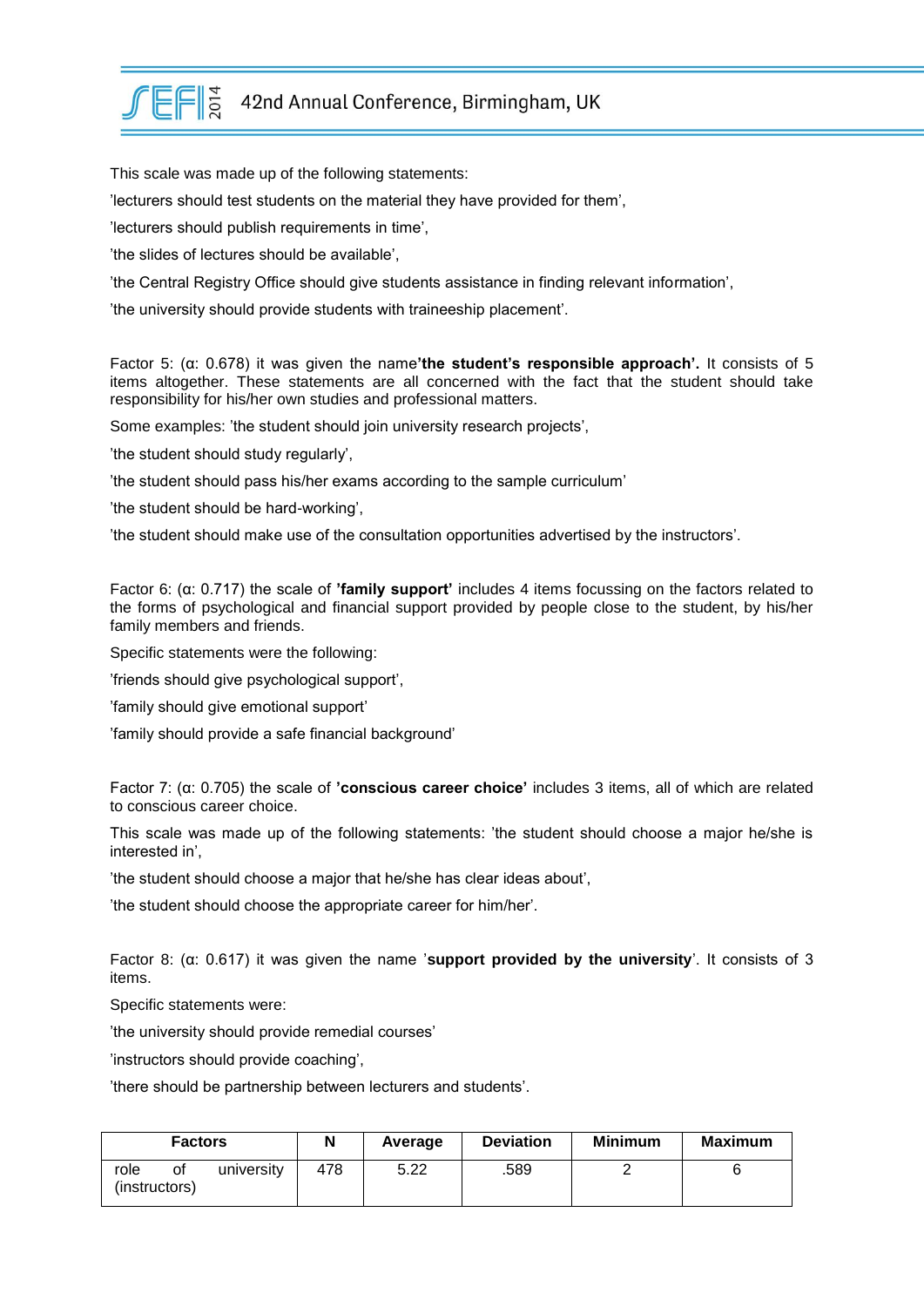This scale was made up of the following statements:

'lecturers should test students on the material they have provided for them',

'lecturers should publish requirements in time',

'the slides of lectures should be available',

'the Central Registry Office should give students assistance in finding relevant information',

'the university should provide students with traineeship placement'.

Factor 5: (α: 0.678) it was given the name **'the student's responsible approach'.** It consists of 5 items altogether. These statements are all concerned with the fact that the student should take responsibility for his/her own studies and professional matters.

Some examples: 'the student should join university research projects',

'the student should study regularly',

'the student should pass his/her exams according to the sample curriculum'

'the student should be hard-working',

'the student should make use of the consultation opportunities advertised by the instructors'.

Factor 6: (α: 0.717) the scale of **'family support'** includes 4 items focussing on the factors related to the forms of psychological and financial support provided by people close to the student, by his/her family members and friends.

Specific statements were the following:

'friends should give psychological support',

'family should give emotional support'

'family should provide a safe financial background'

Factor 7: (α: 0.705) the scale of **'conscious career choice'** includes 3 items, all of which are related to conscious career choice.

This scale was made up of the following statements: 'the student should choose a major he/she is interested in',

'the student should choose a major that he/she has clear ideas about',

'the student should choose the appropriate career for him/her'.

Factor 8: (α: 0.617) it was given the name '**support provided by the university**'. It consists of 3 items.

Specific statements were:

'the university should provide remedial courses'

'instructors should provide coaching',

'there should be partnership between lecturers and students'.

| Factors | N | Average | Deviation | Minimum | Maximum |
|---|---|---|---|---|---|
| role of university (instructors) | 478 | 5.22 | .589 | 2 | 6 |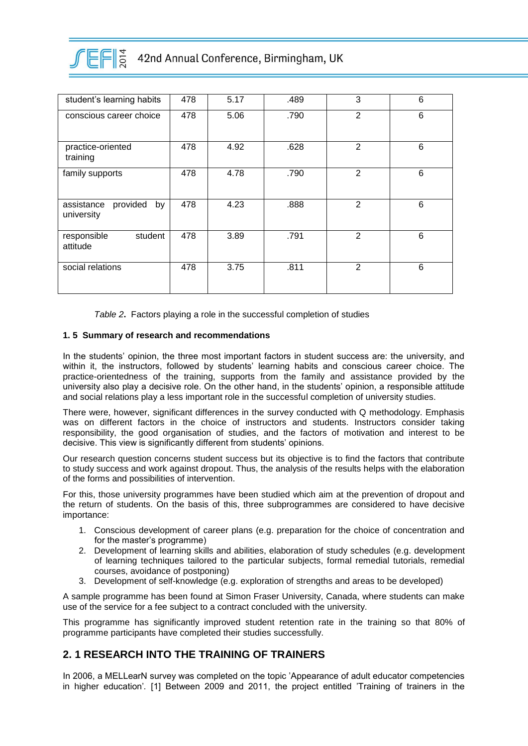| student's learning habits | 478 | 5.17 | .489 | 3 | 6 |
|---|---|---|---|---|---|
| conscious career choice | 478 | 5.06 | .790 | 2 | 6 |
| practice-oriented training | 478 | 4.92 | .628 | 2 | 6 |
| family supports | 478 | 4.78 | .790 | 2 | 6 |
| assistance provided by university | 478 | 4.23 | .888 | 2 | 6 |
| responsible student attitude | 478 | 3.89 | .791 | 2 | 6 |
| social relations | 478 | 3.75 | .811 | 2 | 6 |

*Table 2***.** Factors playing a role in the successful completion of studies

### 1. 5 Summary of research and recommendations

In the students' opinion, the three most important factors in student success are: the university, and within it, the instructors, followed by students' learning habits and conscious career choice. The practice-orientedness of the training, supports from the family and assistance provided by the university also play a decisive role. On the other hand, in the students' opinion, a responsible attitude and social relations play a less important role in the successful completion of university studies.

There were, however, significant differences in the survey conducted with Q methodology. Emphasis was on different factors in the choice of instructors and students. Instructors consider taking responsibility, the good organisation of studies, and the factors of motivation and interest to be decisive. This view is significantly different from students' opinions.

Our research question concerns student success but its objective is to find the factors that contribute to study success and work against dropout. Thus, the analysis of the results helps with the elaboration of the forms and possibilities of intervention.

For this, those university programmes have been studied which aim at the prevention of dropout and the return of students. On the basis of this, three subprogrammes are considered to have decisive importance:

1. Conscious development of career plans (e.g. preparation for the choice of concentration and for the master's programme)
2. Development of learning skills and abilities, elaboration of study schedules (e.g. development of learning techniques tailored to the particular subjects, formal remedial tutorials, remedial courses, avoidance of postponing)
3. Development of self-knowledge (e.g. exploration of strengths and areas to be developed)

A sample programme has been found at Simon Fraser University, Canada, where students can make use of the service for a fee subject to a contract concluded with the university.

This programme has significantly improved student retention rate in the training so that 80% of programme participants have completed their studies successfully.

## 2. 1 RESEARCH INTO THE TRAINING OF TRAINERS

In 2006, a MELLearN survey was completed on the topic 'Appearance of adult educator competencies in higher education'. [1] Between 2009 and 2011, the project entitled 'Training of trainers in the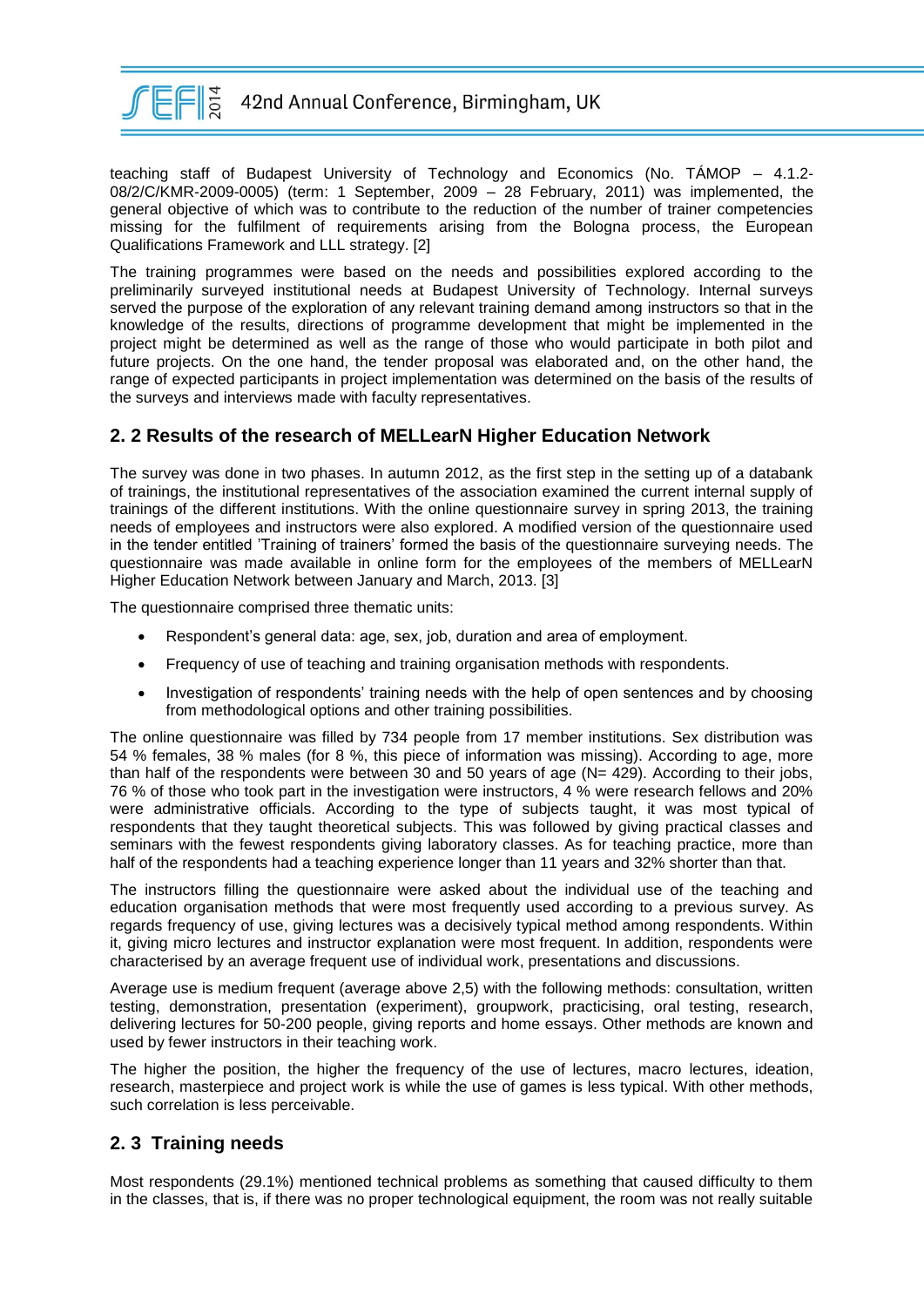teaching staff of Budapest University of Technology and Economics (No. TÁMOP – 4.1.2-08/2/C/KMR-2009-0005) (term: 1 September, 2009 – 28 February, 2011) was implemented, the general objective of which was to contribute to the reduction of the number of trainer competencies missing for the fulfilment of requirements arising from the Bologna process, the European Qualifications Framework and LLL strategy. [2]

The training programmes were based on the needs and possibilities explored according to the preliminarily surveyed institutional needs at Budapest University of Technology. Internal surveys served the purpose of the exploration of any relevant training demand among instructors so that in the knowledge of the results, directions of programme development that might be implemented in the project might be determined as well as the range of those who would participate in both pilot and future projects. On the one hand, the tender proposal was elaborated and, on the other hand, the range of expected participants in project implementation was determined on the basis of the results of the surveys and interviews made with faculty representatives.

## 2. 2 Results of the research of MELLearN Higher Education Network

The survey was done in two phases. In autumn 2012, as the first step in the setting up of a databank of trainings, the institutional representatives of the association examined the current internal supply of trainings of the different institutions. With the online questionnaire survey in spring 2013, the training needs of employees and instructors were also explored. A modified version of the questionnaire used in the tender entitled 'Training of trainers' formed the basis of the questionnaire surveying needs. The questionnaire was made available in online form for the employees of the members of MELLearN Higher Education Network between January and March, 2013. [3]

The questionnaire comprised three thematic units:

- Respondent's general data: age, sex, job, duration and area of employment.
- Frequency of use of teaching and training organisation methods with respondents.
- Investigation of respondents' training needs with the help of open sentences and by choosing from methodological options and other training possibilities.

The online questionnaire was filled by 734 people from 17 member institutions. Sex distribution was 54 % females, 38 % males (for 8 %, this piece of information was missing). According to age, more than half of the respondents were between 30 and 50 years of age (N= 429). According to their jobs, 76 % of those who took part in the investigation were instructors, 4 % were research fellows and 20% were administrative officials. According to the type of subjects taught, it was most typical of respondents that they taught theoretical subjects. This was followed by giving practical classes and seminars with the fewest respondents giving laboratory classes. As for teaching practice, more than half of the respondents had a teaching experience longer than 11 years and 32% shorter than that.

The instructors filling the questionnaire were asked about the individual use of the teaching and education organisation methods that were most frequently used according to a previous survey. As regards frequency of use, giving lectures was a decisively typical method among respondents. Within it, giving micro lectures and instructor explanation were most frequent. In addition, respondents were characterised by an average frequent use of individual work, presentations and discussions.

Average use is medium frequent (average above 2,5) with the following methods: consultation, written testing, demonstration, presentation (experiment), groupwork, practicising, oral testing, research, delivering lectures for 50-200 people, giving reports and home essays. Other methods are known and used by fewer instructors in their teaching work.

The higher the position, the higher the frequency of the use of lectures, macro lectures, ideation, research, masterpiece and project work is while the use of games is less typical. With other methods, such correlation is less perceivable.

## 2. 3 Training needs

Most respondents (29.1%) mentioned technical problems as something that caused difficulty to them in the classes, that is, if there was no proper technological equipment, the room was not really suitable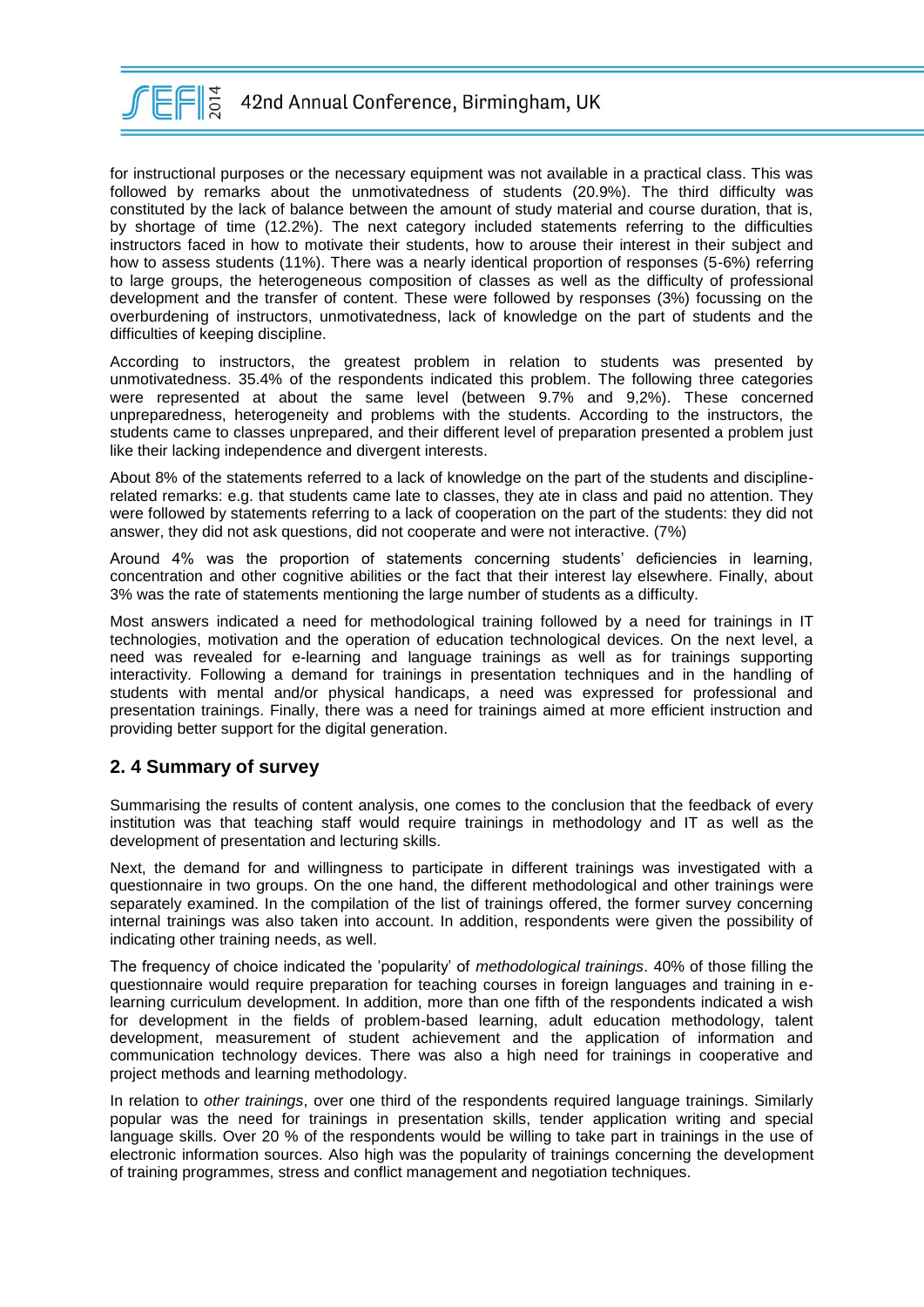for instructional purposes or the necessary equipment was not available in a practical class. This was followed by remarks about the unmotivatedness of students (20.9%). The third difficulty was constituted by the lack of balance between the amount of study material and course duration, that is, by shortage of time (12.2%). The next category included statements referring to the difficulties instructors faced in how to motivate their students, how to arouse their interest in their subject and how to assess students (11%). There was a nearly identical proportion of responses (5-6%) referring to large groups, the heterogeneous composition of classes as well as the difficulty of professional development and the transfer of content. These were followed by responses (3%) focussing on the overburdening of instructors, unmotivatedness, lack of knowledge on the part of students and the difficulties of keeping discipline.

According to instructors, the greatest problem in relation to students was presented by unmotivatedness. 35.4% of the respondents indicated this problem. The following three categories were represented at about the same level (between 9.7% and 9,2%). These concerned unpreparedness, heterogeneity and problems with the students. According to the instructors, the students came to classes unprepared, and their different level of preparation presented a problem just like their lacking independence and divergent interests.

About 8% of the statements referred to a lack of knowledge on the part of the students and discipline-related remarks: e.g. that students came late to classes, they ate in class and paid no attention. They were followed by statements referring to a lack of cooperation on the part of the students: they did not answer, they did not ask questions, did not cooperate and were not interactive. (7%)

Around 4% was the proportion of statements concerning students' deficiencies in learning, concentration and other cognitive abilities or the fact that their interest lay elsewhere. Finally, about 3% was the rate of statements mentioning the large number of students as a difficulty.

Most answers indicated a need for methodological training followed by a need for trainings in IT technologies, motivation and the operation of education technological devices. On the next level, a need was revealed for e-learning and language trainings as well as for trainings supporting interactivity. Following a demand for trainings in presentation techniques and in the handling of students with mental and/or physical handicaps, a need was expressed for professional and presentation trainings. Finally, there was a need for trainings aimed at more efficient instruction and providing better support for the digital generation.

## 2. 4 Summary of survey

Summarising the results of content analysis, one comes to the conclusion that the feedback of every institution was that teaching staff would require trainings in methodology and IT as well as the development of presentation and lecturing skills.

Next, the demand for and willingness to participate in different trainings was investigated with a questionnaire in two groups. On the one hand, the different methodological and other trainings were separately examined. In the compilation of the list of trainings offered, the former survey concerning internal trainings was also taken into account. In addition, respondents were given the possibility of indicating other training needs, as well.

The frequency of choice indicated the 'popularity' of *methodological trainings*. 40% of those filling the questionnaire would require preparation for teaching courses in foreign languages and training in e-learning curriculum development. In addition, more than one fifth of the respondents indicated a wish for development in the fields of problem-based learning, adult education methodology, talent development, measurement of student achievement and the application of information and communication technology devices. There was also a high need for trainings in cooperative and project methods and learning methodology.

In relation to *other trainings*, over one third of the respondents required language trainings. Similarly popular was the need for trainings in presentation skills, tender application writing and special language skills. Over 20 % of the respondents would be willing to take part in trainings in the use of electronic information sources. Also high was the popularity of trainings concerning the development of training programmes, stress and conflict management and negotiation techniques.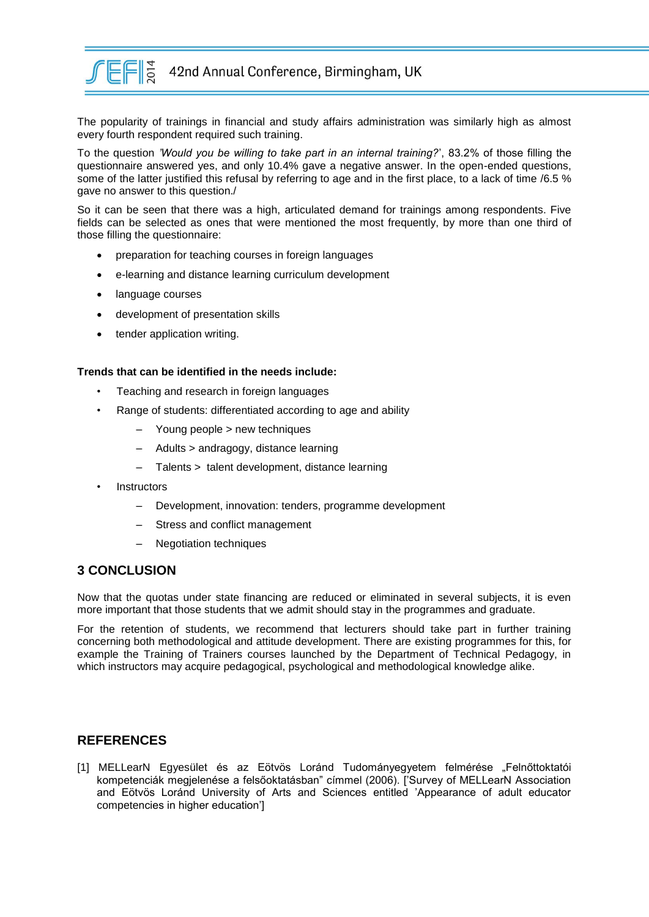The popularity of trainings in financial and study affairs administration was similarly high as almost every fourth respondent required such training.

To the question *'Would you be willing to take part in an internal training?*', 83.2% of those filling the questionnaire answered yes, and only 10.4% gave a negative answer. In the open-ended questions, some of the latter justified this refusal by referring to age and in the first place, to a lack of time /6.5 % gave no answer to this question./

So it can be seen that there was a high, articulated demand for trainings among respondents. Five fields can be selected as ones that were mentioned the most frequently, by more than one third of those filling the questionnaire:

- preparation for teaching courses in foreign languages
- e-learning and distance learning curriculum development
- language courses
- development of presentation skills
- tender application writing.

**Trends that can be identified in the needs include:**

- Teaching and research in foreign languages
- Range of students: differentiated according to age and ability
  - Young people > new techniques
  - Adults > andragogy, distance learning
  - Talents > talent development, distance learning
- Instructors
  - Development, innovation: tenders, programme development
  - Stress and conflict management
  - Negotiation techniques

## 3 CONCLUSION

Now that the quotas under state financing are reduced or eliminated in several subjects, it is even more important that those students that we admit should stay in the programmes and graduate.

For the retention of students, we recommend that lecturers should take part in further training concerning both methodological and attitude development. There are existing programmes for this, for example the Training of Trainers courses launched by the Department of Technical Pedagogy, in which instructors may acquire pedagogical, psychological and methodological knowledge alike.

## REFERENCES

[1] MELLearN Egyesület és az Eötvös Loránd Tudományegyetem felmérése „Felnőttoktatói kompetenciák megjelenése a felsőoktatásban" címmel (2006). ['Survey of MELLearN Association and Eötvös Loránd University of Arts and Sciences entitled 'Appearance of adult educator competencies in higher education']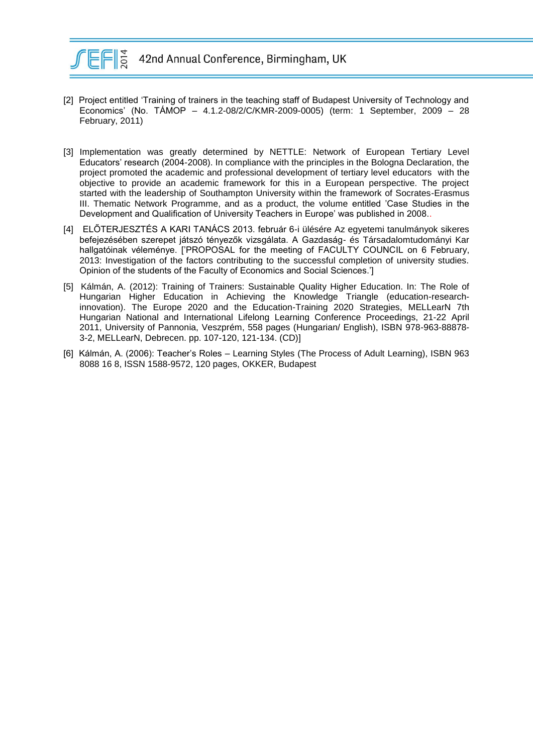[2] Project entitled 'Training of trainers in the teaching staff of Budapest University of Technology and Economics' (No. TÁMOP – 4.1.2-08/2/C/KMR-2009-0005) (term: 1 September, 2009 – 28 February, 2011)

[3] Implementation was greatly determined by NETTLE: Network of European Tertiary Level Educators' research (2004-2008). In compliance with the principles in the Bologna Declaration, the project promoted the academic and professional development of tertiary level educators with the objective to provide an academic framework for this in a European perspective. The project started with the leadership of Southampton University within the framework of Socrates-Erasmus III. Thematic Network Programme, and as a product, the volume entitled 'Case Studies in the Development and Qualification of University Teachers in Europe' was published in 2008..

[4] ELŐTERJESZTÉS A KARI TANÁCS 2013. február 6-i ülésére Az egyetemi tanulmányok sikeres befejezésében szerepet játszó tényezők vizsgálata. A Gazdaság- és Társadalomtudományi Kar hallgatóinak véleménye. ['PROPOSAL for the meeting of FACULTY COUNCIL on 6 February, 2013: Investigation of the factors contributing to the successful completion of university studies. Opinion of the students of the Faculty of Economics and Social Sciences.']

[5] Kálmán, A. (2012): Training of Trainers: Sustainable Quality Higher Education. In: The Role of Hungarian Higher Education in Achieving the Knowledge Triangle (education-research-innovation). The Europe 2020 and the Education-Training 2020 Strategies, MELLearN 7th Hungarian National and International Lifelong Learning Conference Proceedings, 21-22 April 2011, University of Pannonia, Veszprém, 558 pages (Hungarian/ English), ISBN 978-963-88878-3-2, MELLearN, Debrecen. pp. 107-120, 121-134. (CD)]

[6] Kálmán, A. (2006): Teacher's Roles – Learning Styles (The Process of Adult Learning), ISBN 963 8088 16 8, ISSN 1588-9572, 120 pages, OKKER, Budapest